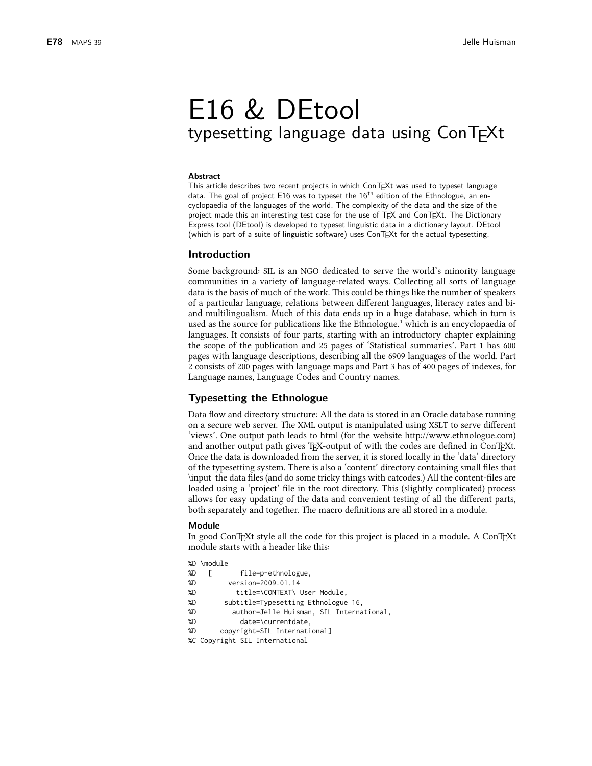# E16 & DEtool
## typesetting language data using ConTEXt

**Abstract**

This article describes two recent projects in which ConTEXt was used to typeset language data. The goal of project E16 was to typeset the 16th edition of the Ethnologue, an encyclopaedia of the languages of the world. The complexity of the data and the size of the project made this an interesting test case for the use of TEX and ConTEXt. The Dictionary Express tool (DEtool) is developed to typeset linguistic data in a dictionary layout. DEtool (which is part of a suite of linguistic software) uses ConTEXt for the actual typesetting.

### Introduction

Some background: SIL is an NGO dedicated to serve the world's minority language communities in a variety of language-related ways. Collecting all sorts of language data is the basis of much of the work. This could be things like the number of speakers of a particular language, relations between different languages, literacy rates and bi- and multilingualism. Much of this data ends up in a huge database, which in turn is used as the source for publications like the Ethnologue.[1] which is an encyclopaedia of languages. It consists of four parts, starting with an introductory chapter explaining the scope of the publication and 25 pages of 'Statistical summaries'. Part 1 has 600 pages with language descriptions, describing all the 6909 languages of the world. Part 2 consists of 200 pages with language maps and Part 3 has of 400 pages of indexes, for Language names, Language Codes and Country names.

### Typesetting the Ethnologue

Data flow and directory structure: All the data is stored in an Oracle database running on a secure web server. The XML output is manipulated using XSLT to serve different 'views'. One output path leads to html (for the website http://www.ethnologue.com) and another output path gives TEX-output of with the codes are defined in ConTEXt. Once the data is downloaded from the server, it is stored locally in the 'data' directory of the typesetting system. There is also a 'content' directory containing small files that \input the data files (and do some tricky things with catcodes.) All the content-files are loaded using a 'project' file in the root directory. This (slightly complicated) process allows for easy updating of the data and convenient testing of all the different parts, both separately and together. The macro definitions are all stored in a module.

#### Module

In good ConTEXt style all the code for this project is placed in a module. A ConTEXt module starts with a header like this:

```
%D \module
%D   [       file=p-ethnologue,
%D        version=2009.01.14
%D          title=\CONTEXT\ User Module,
%D       subtitle=Typesetting Ethnologue 16,
%D         author=Jelle Huisman, SIL International,
%D           date=\currentdate,
%D      copyright=SIL International]
%C Copyright SIL International
```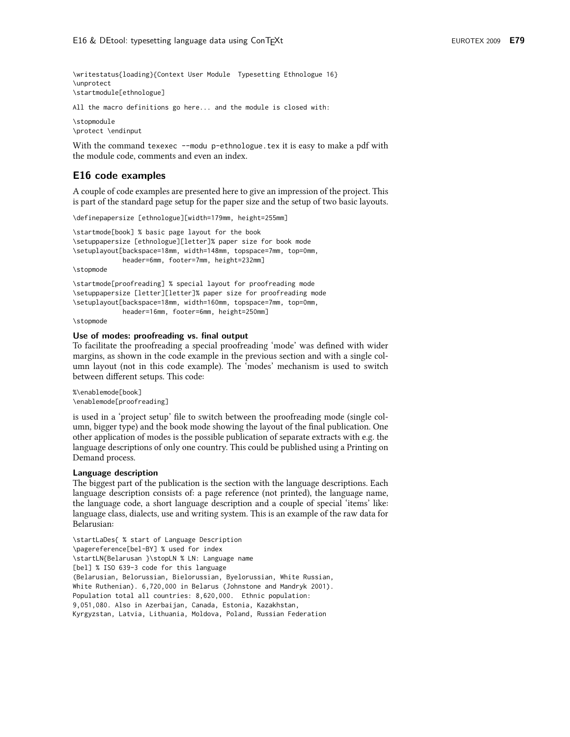```
\writestatus{loading}{Context User Module  Typesetting Ethnologue 16}
\unprotect
\startmodule[ethnologue]
```

```
All the macro definitions go here... and the module is closed with:
```

```
\stopmodule
\protect \endinput
```

With the command `texexec --modu p-ethnologue.tex` it is easy to make a pdf with the module code, comments and even an index.

## E16 code examples

A couple of code examples are presented here to give an impression of the project. This is part of the standard page setup for the paper size and the setup of two basic layouts.

```
\definepapersize [ethnologue][width=179mm, height=255mm]

\startmode[book] % basic page layout for the book
\setuppapersize [ethnologue][letter]% paper size for book mode
\setuplayout[backspace=18mm, width=148mm, topspace=7mm, top=0mm,
            header=6mm, footer=7mm, height=232mm]
\stopmode

\startmode[proofreading] % special layout for proofreading mode
\setuppapersize [letter][letter]% paper size for proofreading mode
\setuplayout[backspace=18mm, width=160mm, topspace=7mm, top=0mm,
            header=16mm, footer=6mm, height=250mm]
\stopmode
```

### Use of modes: proofreading vs. final output

To facilitate the proofreading a special proofreading 'mode' was defined with wider margins, as shown in the code example in the previous section and with a single column layout (not in this code example). The 'modes' mechanism is used to switch between different setups. This code:

```
%\enablemode[book]
\enablemode[proofreading]
```

is used in a 'project setup' file to switch between the proofreading mode (single column, bigger type) and the book mode showing the layout of the final publication. One other application of modes is the possible publication of separate extracts with e.g. the language descriptions of only one country. This could be published using a Printing on Demand process.

### Language description

The biggest part of the publication is the section with the language descriptions. Each language description consists of: a page reference (not printed), the language name, the language code, a short language description and a couple of special 'items' like: language class, dialects, use and writing system. This is an example of the raw data for Belarusian:

```
\startLaDes{ % start of Language Description
\pagereference[bel-BY] % used for index
\startLN{Belarusan }\stopLN % LN: Language name
[bel] % ISO 639-3 code for this language
(Belarusian, Belorussian, Bielorussian, Byelorussian, White Russian,
White Ruthenian). 6,720,000 in Belarus (Johnstone and Mandryk 2001).
Population total all countries: 8,620,000.  Ethnic population:
9,051,080. Also in Azerbaijan, Canada, Estonia, Kazakhstan,
Kyrgyzstan, Latvia, Lithuania, Moldova, Poland, Russian Federation
```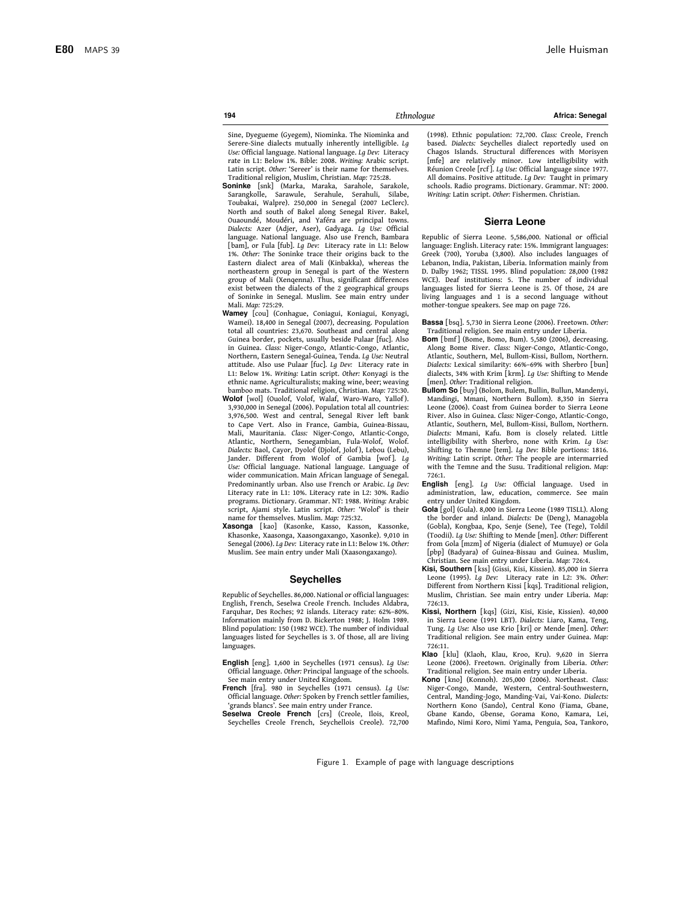Sine, Dyegueme (Gyegem), Niominka. The Niominka and Serere-Sine dialects mutually inherently intelligible. *Lg Use:* Official language. National language. *Lg Dev:* Literacy rate in L1: Below 1%. Bible: 2008. *Writing:* Arabic script. Latin script. *Other:* 'Sereer' is their name for themselves. Traditional religion, Muslim, Christian. *Map:* 725:28.

**Soninke** [snk] (Marka, Maraka, Sarahole, Sarakole, Sarangkolle, Sarawule, Serahule, Serahuli, Silabe, Toubakai, Walpre). 250,000 in Senegal (2007 LeClerc). North and south of Bakel along Senegal River. Bakel, Ouaoundé, Moudéri, and Yaféra are principal towns. *Dialects:* Azer (Adjer, Aser), Gadyaga. *Lg Use:* Official language. National language. Also use French, Bambara [bam], or Fula [fub]. *Lg Dev:* Literacy rate in L1: Below 1%. *Other:* The Soninke trace their origins back to the Eastern dialect area of Mali (Kinbakka), whereas the northeastern group in Senegal is part of the Western group of Mali (Xenqenna). Thus, significant differences exist between the dialects of the 2 geographical groups of Soninke in Senegal. Muslim. See main entry under Mali. *Map:* 725:29.

**Wamey** [cou] (Conhague, Coniagui, Koniagui, Konyagi, Wamei). 18,400 in Senegal (2007), decreasing. Population total all countries: 23,670. Southeast and central along Guinea border, pockets, usually beside Pulaar [fuc]. Also in Guinea. *Class:* Niger-Congo, Atlantic-Congo, Atlantic, Northern, Eastern Senegal-Guinea, Tenda. *Lg Use:* Neutral attitude. Also use Pulaar [fuc]. *Lg Dev:* Literacy rate in L1: Below 1%. *Writing:* Latin script. *Other:* Konyagi is the ethnic name. Agriculturalists; making wine, beer; weaving bamboo mats. Traditional religion, Christian. *Map:* 725:30.

**Wolof** [wol] (Ouolof, Volof, Walaf, Waro-Waro, Yallof). 3,930,000 in Senegal (2006). Population total all countries: 3,976,500. West and central, Senegal River left bank to Cape Vert. Also in France, Gambia, Guinea-Bissau, Mali, Mauritania. *Class:* Niger-Congo, Atlantic-Congo, Atlantic, Northern, Senegambian, Fula-Wolof, Wolof. *Dialects:* Baol, Cayor, Dyolof (Djolof, Jolof), Lebou (Lebu), Jander. Different from Wolof of Gambia [wof]. *Lg Use:* Official language. National language. Language of wider communication. Main African language of Senegal. Predominantly urban. Also use French or Arabic. *Lg Dev:* Literacy rate in L1: 10%. Literacy rate in L2: 30%. Radio programs. Dictionary. Grammar. NT: 1988. *Writing:* Arabic script, Ajami style. Latin script. *Other:* 'Wolof' is their name for themselves. Muslim. *Map:* 725:32.

**Xasonga** [kao] (Kasonke, Kasso, Kasson, Kassonke, Khasonke, Xaasonga, Xaasongaxango, Xasonke). 9,010 in Senegal (2006). *Lg Dev:* Literacy rate in L1: Below 1%. *Other:* Muslim. See main entry under Mali (Xaasongaxango).

## Seychelles

Republic of Seychelles. 86,000. National or official languages: English, French, Seselwa Creole French. Includes Aldabra, Farquhar, Des Roches; 92 islands. Literacy rate: 62%–80%. Information mainly from D. Bickerton 1988; J. Holm 1989. Blind population: 150 (1982 WCE). The number of individual languages listed for Seychelles is 3. Of those, all are living languages.

**English** [eng]. 1,600 in Seychelles (1971 census). *Lg Use:* Official language. *Other:* Principal language of the schools. See main entry under United Kingdom.

**French** [fra]. 980 in Seychelles (1971 census). *Lg Use:* Official language. *Other:* Spoken by French settler families, 'grands blancs'. See main entry under France.

**Seselwa Creole French** [crs] (Creole, Ilois, Kreol, Seychelles Creole French, Seychellois Creole). 72,700 (1998). Ethnic population: 72,700. *Class:* Creole, French based. *Dialects:* Seychelles dialect reportedly used on Chagos Islands. Structural differences with Morisyen [mfe] are relatively minor. Low intelligibility with Réunion Creole [rcf]. *Lg Use:* Official language since 1977. All domains. Positive attitude. *Lg Dev:* Taught in primary schools. Radio programs. Dictionary. Grammar. NT: 2000. *Writing:* Latin script. *Other:* Fishermen. Christian.

## Sierra Leone

Republic of Sierra Leone. 5,586,000. National or official language: English. Literacy rate: 15%. Immigrant languages: Greek (700), Yoruba (3,800). Also includes languages of Lebanon, India, Pakistan, Liberia. Information mainly from D. Dalby 1962; TISSL 1995. Blind population: 28,000 (1982 WCE). Deaf institutions: 5. The number of individual languages listed for Sierra Leone is 25. Of those, 24 are living languages and 1 is a second language without mother-tongue speakers. See map on page 726.

**Bassa** [bsq]. 5,730 in Sierra Leone (2006). Freetown. *Other:* Traditional religion. See main entry under Liberia.

**Bom** [bmf] (Bome, Bomo, Bum). 5,580 (2006), decreasing. Along Bome River. *Class:* Niger-Congo, Atlantic-Congo, Atlantic, Southern, Mel, Bullom-Kissi, Bullom, Northern. *Dialects:* Lexical similarity: 66%–69% with Sherbro [bun] dialects, 34% with Krim [krm]. *Lg Use:* Shifting to Mende [men]. *Other:* Traditional religion.

**Bullom So** [buy] (Bolom, Bulem, Bullin, Bullun, Mandenyi, Mandingi, Mmani, Northern Bullom). 8,350 in Sierra Leone (2006). Coast from Guinea border to Sierra Leone River. Also in Guinea. *Class:* Niger-Congo, Atlantic-Congo, Atlantic, Southern, Mel, Bullom-Kissi, Bullom, Northern. *Dialects:* Mmani, Kafu. Bom is closely related. Little intelligibility with Sherbro, none with Krim. *Lg Use:* Shifting to Themne [tem]. *Lg Dev:* Bible portions: 1816. *Writing:* Latin script. *Other:* The people are intermarried with the Temne and the Susu. Traditional religion. *Map:* 726:1.

**English** [eng]. *Lg Use:* Official language. Used in administration, law, education, commerce. See main entry under United Kingdom.

**Gola** [gol] (Gula). 8,000 in Sierra Leone (1989 TISLL). Along the border and inland. *Dialects:* De (Deng), Managobla (Gobla), Kongbaa, Kpo, Senje (Sene), Tee (Tege), Toldil (Toodii). *Lg Use:* Shifting to Mende [men]. *Other:* Different from Gola [mzm] of Nigeria (dialect of Mumuye) or Gola [pbp] (Badyara) of Guinea-Bissau and Guinea. Muslim, Christian. See main entry under Liberia. *Map:* 726:4.

**Kisi, Southern** [kss] (Gissi, Kisi, Kissien). 85,000 in Sierra Leone (1995). *Lg Dev:* Literacy rate in L2: 3%. *Other:* Different from Northern Kissi [kqs]. Traditional religion, Muslim, Christian. See main entry under Liberia. *Map:* 726:13.

**Kissi, Northern** [kqs] (Gizi, Kisi, Kisie, Kissien). 40,000 in Sierra Leone (1991 LBT). *Dialects:* Liaro, Kama, Teng, Tung. *Lg Use:* Also use Krio [kri] or Mende [men]. *Other:* Traditional religion. See main entry under Guinea. *Map:* 726:11.

**Klao** [klu] (Klaoh, Klau, Kroo, Kru). 9,620 in Sierra Leone (2006). Freetown. Originally from Liberia. *Other:* Traditional religion. See main entry under Liberia.

**Kono** [kno] (Konnoh). 205,000 (2006). Northeast. *Class:* Niger-Congo, Mande, Western, Central-Southwestern, Central, Manding-Jogo, Manding-Vai, Vai-Kono. *Dialects:* Northern Kono (Sando), Central Kono (Fiama, Gbane, Gbane Kando, Gbense, Gorama Kono, Kamara, Lei, Mafindo, Nimi Koro, Nimi Yama, Penguia, Soa, Tankoro,

Figure 1. Example of page with language descriptions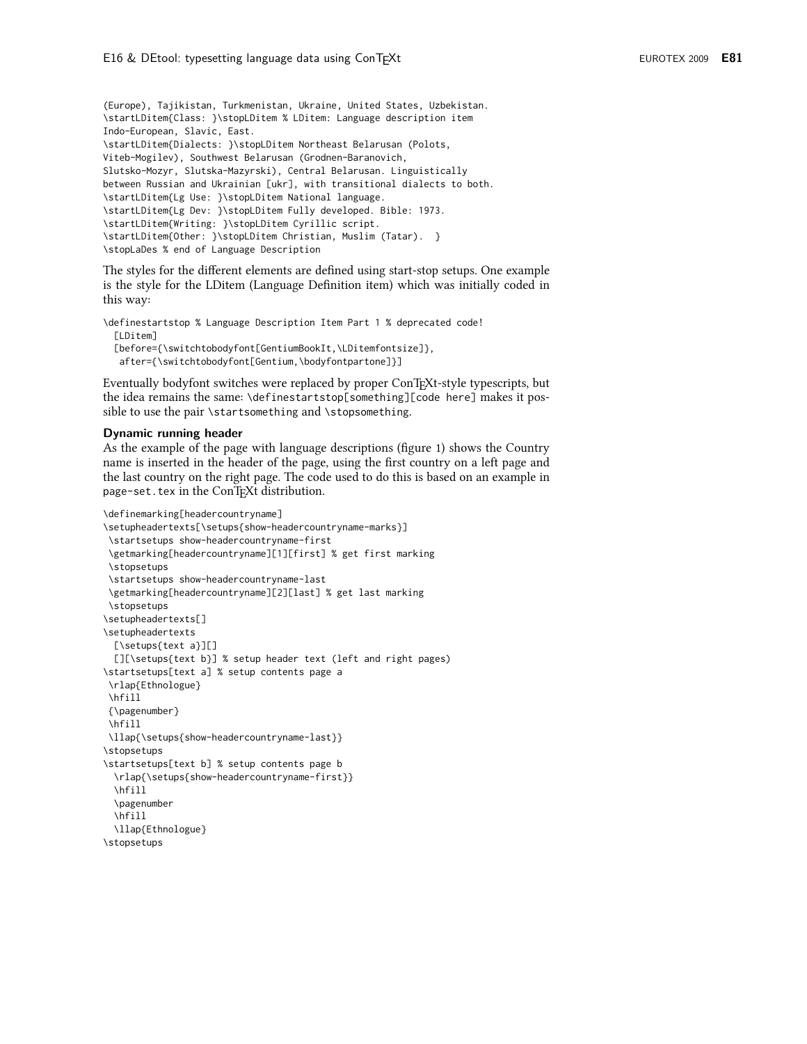```
(Europe), Tajikistan, Turkmenistan, Ukraine, United States, Uzbekistan.
\startLDitem{Class: }\stopLDitem % LDitem: Language description item
Indo-European, Slavic, East.
\startLDitem{Dialects: }\stopLDitem Northeast Belarusan (Polots,
Viteb-Mogilev), Southwest Belarusan (Grodnen-Baranovich,
Slutsko-Mozyr, Slutska-Mazyrski), Central Belarusan. Linguistically
between Russian and Ukrainian [ukr], with transitional dialects to both.
\startLDitem{Lg Use: }\stopLDitem National language.
\startLDitem{Lg Dev: }\stopLDitem Fully developed. Bible: 1973.
\startLDitem{Writing: }\stopLDitem Cyrillic script.
\startLDitem{Other: }\stopLDitem Christian, Muslim (Tatar).  }
\stopLaDes % end of Language Description
```

The styles for the different elements are defined using start-stop setups. One example is the style for the LDitem (Language Definition item) which was initially coded in this way:

```
\definestartstop % Language Description Item Part 1 % deprecated code!
  [LDitem]
  [before={\switchtobodyfont[GentiumBookIt,\LDitemfontsize]},
   after={\switchtobodyfont[Gentium,\bodyfontpartone]}]
```

Eventually bodyfont switches were replaced by proper ConTEXt-style typescripts, but the idea remains the same: `\definestartstop[something][code here]` makes it possible to use the pair `\startsomething` and `\stopsomething`.

### Dynamic running header

As the example of the page with language descriptions (figure 1) shows the Country name is inserted in the header of the page, using the first country on a left page and the last country on the right page. The code used to do this is based on an example in `page-set.tex` in the ConTEXt distribution.

```
\definemarking[headercountryname]
\setupheadertexts[\setups{show-headercountryname-marks}]
 \startsetups show-headercountryname-first
 \getmarking[headercountryname][1][first] % get first marking
 \stopsetups
 \startsetups show-headercountryname-last
 \getmarking[headercountryname][2][last] % get last marking
 \stopsetups
\setupheadertexts[]
\setupheadertexts
  [\setups{text a}][]
  [][\setups{text b}] % setup header text (left and right pages)
\startsetups[text a] % setup contents page a
 \rlap{Ethnologue}
 \hfill
 {\pagenumber}
 \hfill
 \llap{\setups{show-headercountryname-last}}
\stopsetups
\startsetups[text b] % setup contents page b
  \rlap{\setups{show-headercountryname-first}}
  \hfill
  \pagenumber
  \hfill
  \llap{Ethnologue}
\stopsetups
```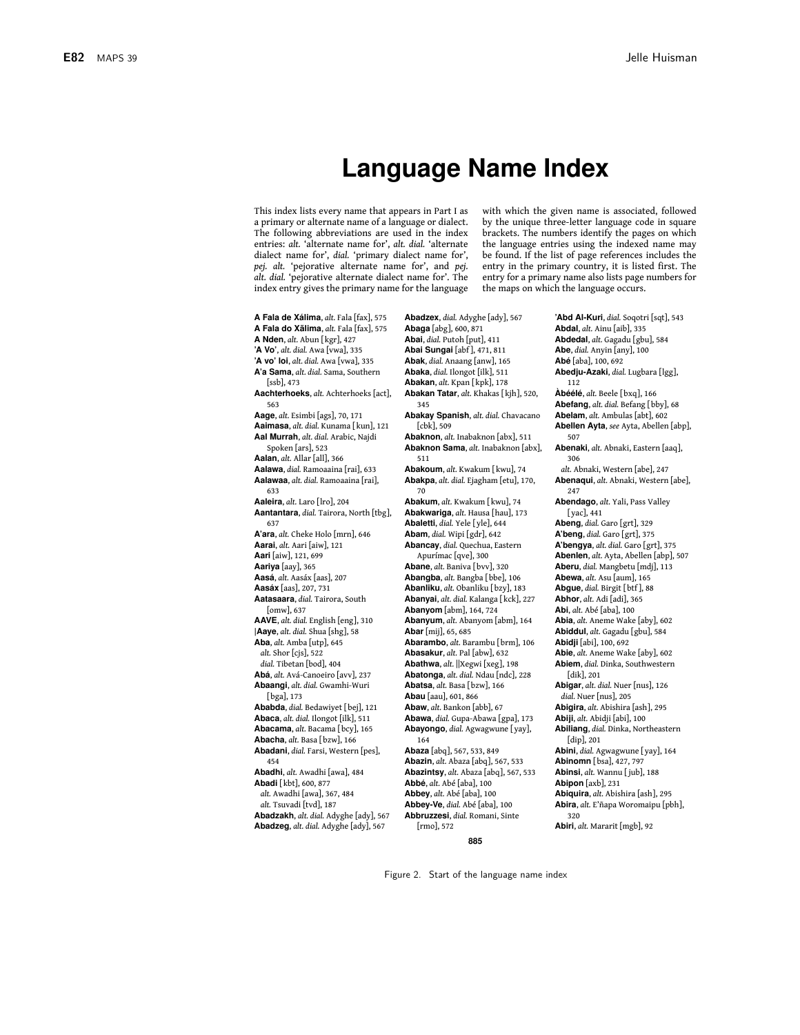# Language Name Index

This index lists every name that appears in Part I as a primary or alternate name of a language or dialect. The following abbreviations are used in the index entries: *alt.* 'alternate name for', *alt. dial.* 'alternate dialect name for', *dial.* 'primary dialect name for', *pej. alt.* 'pejorative alternate name for', and *pej. alt. dial.* 'pejorative alternate dialect name for'. The index entry gives the primary name for the language with which the given name is associated, followed by the unique three-letter language code in square brackets. The numbers identify the pages on which the language entries using the indexed name may be found. If the list of page references includes the entry in the primary country, it is listed first. The entry for a primary name also lists page numbers for the maps on which the language occurs.

**A Fala de Xálima**, *alt.* Fala [fax], 575
**A Fala do Xãlima**, *alt.* Fala [fax], 575
**A Nden**, *alt.* Abun [kgr], 427
**'A Vo'**, *alt. dial.* Awa [vwa], 335
**'A vo' loi**, *alt. dial.* Awa [vwa], 335
**A'a Sama**, *alt. dial.* Sama, Southern [ssb], 473
**Aachterhoeks**, *alt.* Achterhoeks [act], 563
**Aage**, *alt.* Esimbi [ags], 70, 171
**Aaimasa**, *alt. dial.* Kunama [kun], 121
**Aal Murrah**, *alt. dial.* Arabic, Najdi Spoken [ars], 523
**Aalan**, *alt.* Allar [all], 366
**Aalawa**, *dial.* Ramoaaina [rai], 633
**Aalawaa**, *alt. dial.* Ramoaaina [rai], 633
**Aaleira**, *alt.* Laro [lro], 204
**Aantantara**, *dial.* Tairora, North [tbg], 637
**A'ara**, *alt.* Cheke Holo [mrn], 646
**Aarai**, *alt.* Aari [aiw], 121
**Aari** [aiw], 121, 699
**Aariya** [aay], 365
**Aasá**, *alt.* Aasáx [aas], 207
**Aasáx** [aas], 207, 731
**Aatasaara**, *dial.* Tairora, South [omw], 637
**AAVE**, *alt. dial.* English [eng], 310
**|Aaye**, *alt. dial.* Shua [shg], 58
**Aba**, *alt.* Amba [utp], 645
*alt.* Shor [cjs], 522
*dial.* Tibetan [bod], 404
**Abá**, *alt.* Avá-Canoeiro [avv], 237
**Abaangi**, *alt. dial.* Gwamhi-Wuri [bga], 173
**Ababda**, *dial.* Bedawiyet [bej], 121
**Abaca**, *alt. dial.* Ilongot [ilk], 511
**Abacama**, *alt.* Bacama [bcy], 165
**Abacha**, *alt.* Basa [bzw], 166
**Abadani**, *dial.* Farsi, Western [pes], 454
**Abadhi**, *alt.* Awadhi [awa], 484
**Abadi** [kbt], 600, 877
*alt.* Awadhi [awa], 367, 484
*alt.* Tsuvadi [tvd], 187
**Abadzakh**, *alt. dial.* Adyghe [ady], 567
**Abadzeg**, *alt. dial.* Adyghe [ady], 567
**Abadzex**, *dial.* Adyghe [ady], 567
**Abaga** [abg], 600, 871
**Abai**, *dial.* Putoh [put], 411
**Abai Sungai** [abf], 471, 811
**Abak**, *dial.* Anaang [anw], 165
**Abaka**, *dial.* Ilongot [ilk], 511
**Abakan**, *alt.* Kpan [kpk], 178
**Abakan Tatar**, *alt.* Khakas [kjh], 520, 345
**Abakay Spanish**, *alt. dial.* Chavacano [cbk], 509
**Abaknon**, *alt.* Inabaknon [abx], 511
**Abaknon Sama**, *alt.* Inabaknon [abx], 511
**Abakoum**, *alt.* Kwakum [kwu], 74
**Abakpa**, *alt. dial.* Ejagham [etu], 170, 70
**Abakum**, *alt.* Kwakum [kwu], 74
**Abakwariga**, *alt.* Hausa [hau], 173
**Abaletti**, *dial.* Yele [yle], 644
**Abam**, *dial.* Wipi [gdr], 642
**Abancay**, *dial.* Quechua, Eastern Apurímac [qve], 300
**Abane**, *alt.* Baniva [bvv], 320
**Abangba**, *alt.* Bangba [bbe], 106
**Abanliku**, *alt.* Obanliku [bzy], 183
**Abanyai**, *alt. dial.* Kalanga [kck], 227
**Abanyom** [abm], 164, 724
**Abanyum**, *alt.* Abanyom [abm], 164
**Abar** [mij], 65, 685
**Abarambo**, *alt.* Barambu [brm], 106
**Abasakur**, *alt.* Pal [abw], 632
**Abathwa**, *alt.* ||Xegwi [xeg], 198
**Abatonga**, *alt. dial.* Ndau [ndc], 228
**Abatsa**, *alt.* Basa [bzw], 166
**Abau** [aau], 601, 866
**Abaw**, *alt.* Bankon [abb], 67
**Abawa**, *dial.* Gupa-Abawa [gpa], 173
**Abayongo**, *dial.* Agwagwune [yay], 164
**Abaza** [abq], 567, 533, 849
**Abazin**, *alt.* Abaza [abq], 567, 533
**Abazintsy**, *alt.* Abaza [abq], 567, 533
**Abbé**, *alt.* Abé [aba], 100
**Abbey**, *alt.* Abé [aba], 100
**Abbey-Ve**, *dial.* Abé [aba], 100
**Abbruzzesi**, *dial.* Romani, Sinte [rmo], 572
**'Abd Al-Kuri**, *dial.* Soqotri [sqt], 543
**Abdal**, *alt.* Ainu [aib], 335
**Abdedal**, *alt.* Gagadu [gbu], 584
**Abe**, *dial.* Anyin [any], 100
**Abé** [aba], 100, 692
**Abedju-Azaki**, *dial.* Lugbara [lgg], 112
**Àbéélé**, *alt.* Beele [bxq], 166
**Abefang**, *alt. dial.* Befang [bby], 68
**Abelam**, *alt.* Ambulas [abt], 602
**Abellen Ayta**, *see* Ayta, Abellen [abp], 507
**Abenaki**, *alt.* Abnaki, Eastern [aaq], 306
*alt.* Abnaki, Western [abe], 247
**Abenaqui**, *alt.* Abnaki, Western [abe], 247
**Abendago**, *alt.* Yali, Pass Valley [yac], 441
**Abeng**, *dial.* Garo [grt], 329
**A'beng**, *dial.* Garo [grt], 375
**A'bengya**, *alt. dial.* Garo [grt], 375
**Abenlen**, *alt.* Ayta, Abellen [abp], 507
**Aberu**, *dial.* Mangbetu [mdj], 113
**Abewa**, *alt.* Asu [aum], 165
**Abgue**, *dial.* Birgit [btf], 88
**Abhor**, *alt.* Adi [adi], 365
**Abi**, *alt.* Abé [aba], 100
**Abia**, *alt.* Aneme Wake [aby], 602
**Abiddul**, *alt.* Gagadu [gbu], 584
**Abidji** [abi], 100, 692
**Abie**, *alt.* Aneme Wake [aby], 602
**Abiem**, *dial.* Dinka, Southwestern [dik], 201
**Abigar**, *alt. dial.* Nuer [nus], 126
*dial.* Nuer [nus], 205
**Abigira**, *alt.* Abishira [ash], 295
**Abiji**, *alt.* Abidji [abi], 100
**Abiliang**, *dial.* Dinka, Northeastern [dip], 201
**Abini**, *dial.* Agwagwune [yay], 164
**Abinomn** [bsa], 427, 797
**Abinsi**, *alt.* Wannu [jub], 188
**Abipon** [axb], 231
**Abiquira**, *alt.* Abishira [ash], 295
**Abira**, *alt.* E'ñapa Woromaipu [pbh], 320
**Abiri**, *alt.* Mararit [mgb], 92

Figure 2. Start of the language name index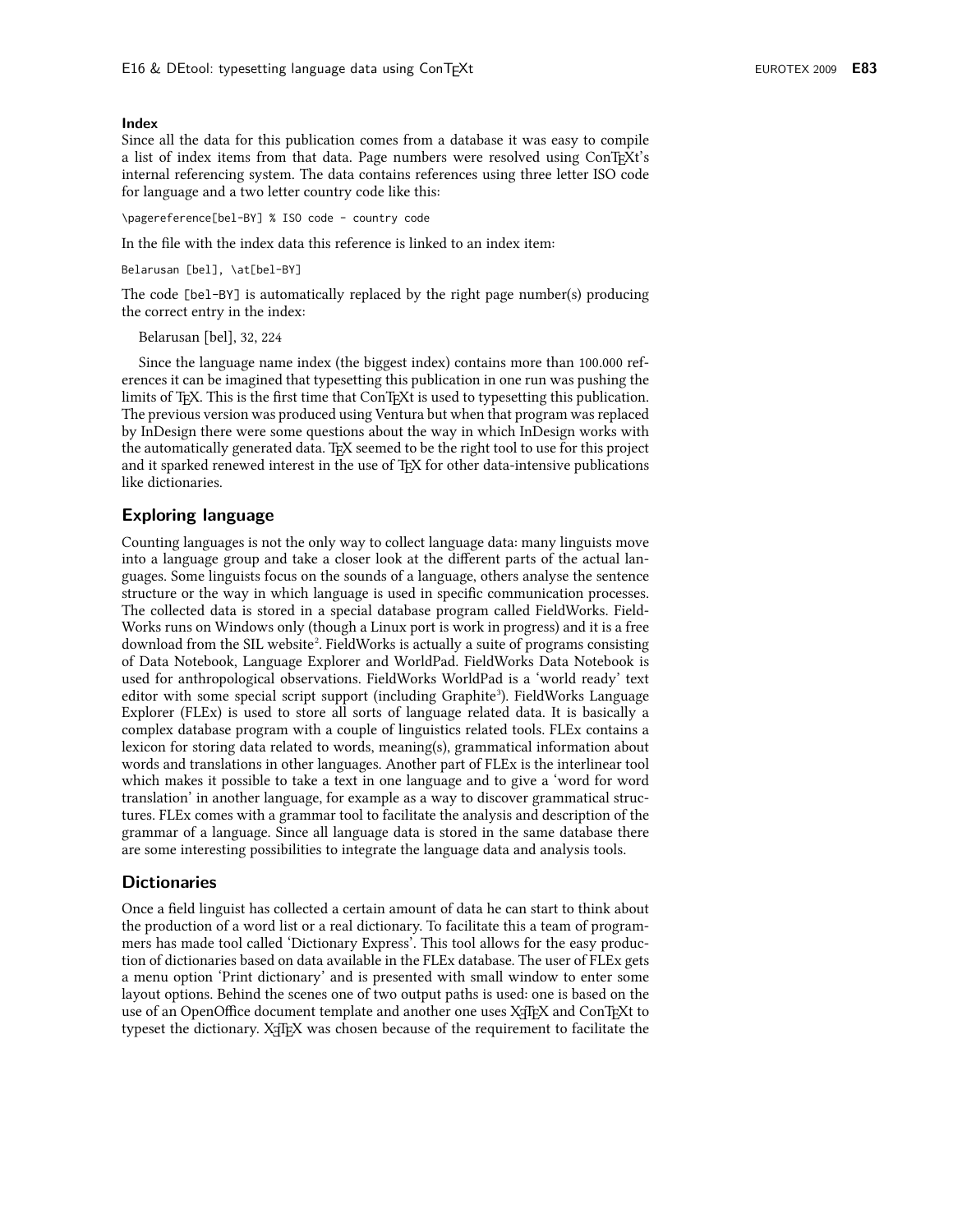### Index

Since all the data for this publication comes from a database it was easy to compile a list of index items from that data. Page numbers were resolved using ConTEXt's internal referencing system. The data contains references using three letter ISO code for language and a two letter country code like this:

```
\pagereference[bel-BY] % ISO code - country code
```

In the file with the index data this reference is linked to an index item:

```
Belarusan [bel], \at[bel-BY]
```

The code [bel-BY] is automatically replaced by the right page number(s) producing the correct entry in the index:

Belarusan [bel], 32, 224

Since the language name index (the biggest index) contains more than 100.000 references it can be imagined that typesetting this publication in one run was pushing the limits of TEX. This is the first time that ConTEXt is used to typesetting this publication. The previous version was produced using Ventura but when that program was replaced by InDesign there were some questions about the way in which InDesign works with the automatically generated data. TEX seemed to be the right tool to use for this project and it sparked renewed interest in the use of TEX for other data-intensive publications like dictionaries.

## Exploring language

Counting languages is not the only way to collect language data: many linguists move into a language group and take a closer look at the different parts of the actual languages. Some linguists focus on the sounds of a language, others analyse the sentence structure or the way in which language is used in specific communication processes. The collected data is stored in a special database program called FieldWorks. FieldWorks runs on Windows only (though a Linux port is work in progress) and it is a free download from the SIL website[2]. FieldWorks is actually a suite of programs consisting of Data Notebook, Language Explorer and WorldPad. FieldWorks Data Notebook is used for anthropological observations. FieldWorks WorldPad is a 'world ready' text editor with some special script support (including Graphite[3]). FieldWorks Language Explorer (FLEx) is used to store all sorts of language related data. It is basically a complex database program with a couple of linguistics related tools. FLEx contains a lexicon for storing data related to words, meaning(s), grammatical information about words and translations in other languages. Another part of FLEx is the interlinear tool which makes it possible to take a text in one language and to give a 'word for word translation' in another language, for example as a way to discover grammatical structures. FLEx comes with a grammar tool to facilitate the analysis and description of the grammar of a language. Since all language data is stored in the same database there are some interesting possibilities to integrate the language data and analysis tools.

## Dictionaries

Once a field linguist has collected a certain amount of data he can start to think about the production of a word list or a real dictionary. To facilitate this a team of programmers has made tool called 'Dictionary Express'. This tool allows for the easy production of dictionaries based on data available in the FLEx database. The user of FLEx gets a menu option 'Print dictionary' and is presented with small window to enter some layout options. Behind the scenes one of two output paths is used: one is based on the use of an OpenOffice document template and another one uses XƎTEX and ConTEXt to typeset the dictionary. XƎTEX was chosen because of the requirement to facilitate the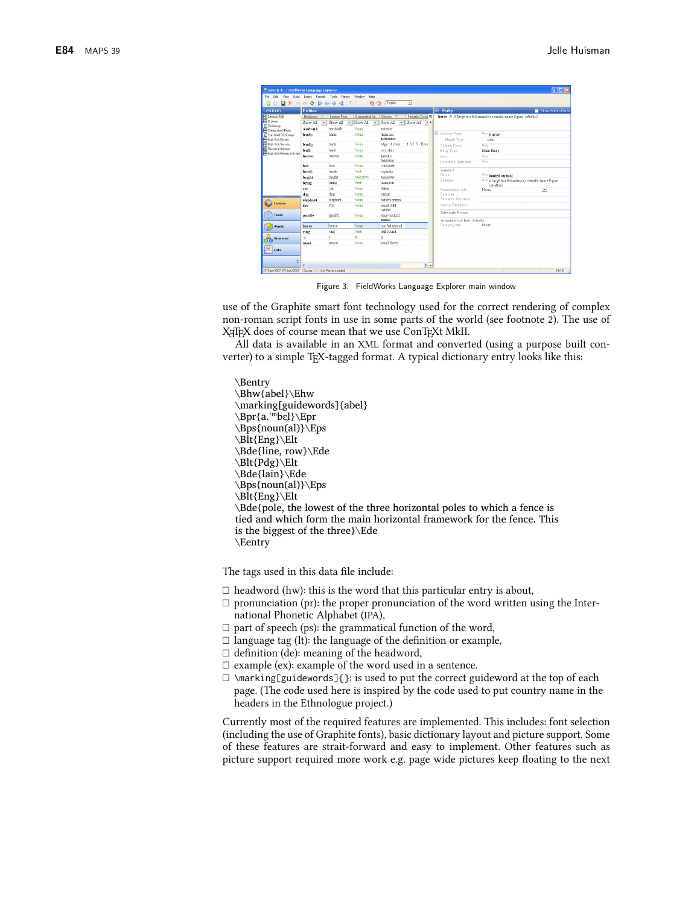Figure 3. FieldWorks Language Explorer main window

use of the Graphite smart font technology used for the correct rendering of complex non-roman script fonts in use in some parts of the world (see footnote 2). The use of XƎTEX does of course mean that we use ConTEXt MkII.

All data is available in an XML format and converted (using a purpose built converter) to a simple TEX-tagged format. A typical dictionary entry looks like this:

```
\Bentry
\Bhw{abel}\Ehw
\marking[guidewords]{abel}
\Bpr{a.ˈᵐbe̯l}\Epr
\Bps{noun(al)}\Eps
\Blt{Eng}\Elt
\Bde{line, row}\Ede
\Blt{Pdg}\Elt
\Bde{lain}\Ede
\Bps{noun(al)}\Eps
\Blt{Eng}\Elt
\Bde{pole, the lowest of the three horizontal poles to which a fence is
tied and which form the main horizontal framework for the fence. This
is the biggest of the three}\Ede
\Eentry
```

The tags used in this data file include:

- headword (hw): this is the word that this particular entry is about,
- pronunciation (pr): the proper pronunciation of the word written using the International Phonetic Alphabet (IPA),
- part of speech (ps): the grammatical function of the word,
- language tag (lt): the language of the definition or example,
- definition (de): meaning of the headword,
- example (ex): example of the word used in a sentence.
- `\marking[guidewords]{}`: is used to put the correct guideword at the top of each page. (The code used here is inspired by the code used to put country name in the headers in the Ethnologue project.)

Currently most of the required features are implemented. This includes: font selection (including the use of Graphite fonts), basic dictionary layout and picture support. Some of these features are strait-forward and easy to implement. Other features such as picture support required more work e.g. page wide pictures keep floating to the next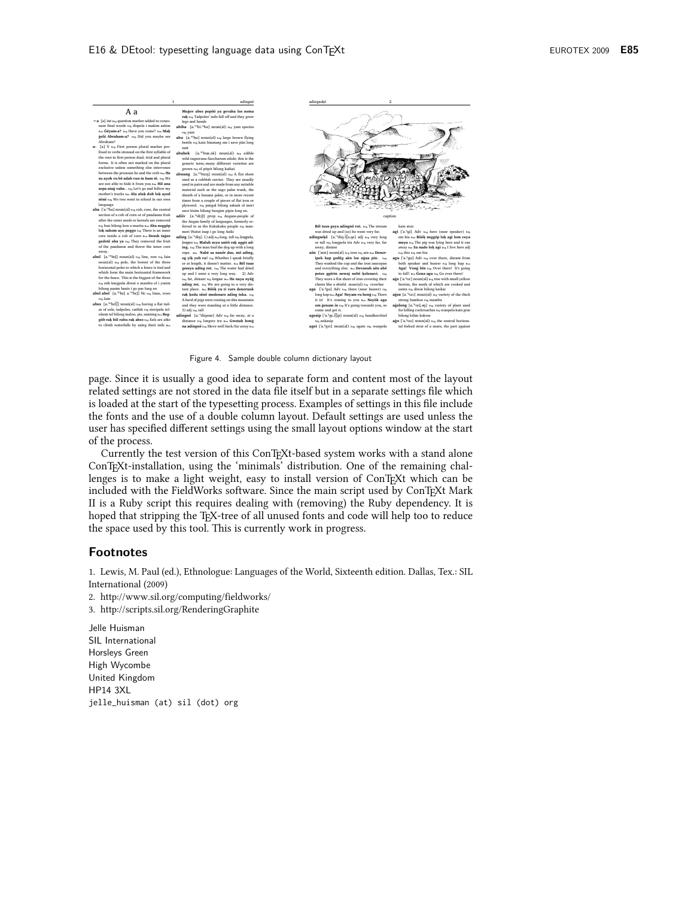Figure 4. Sample double column dictionary layout

page. Since it is usually a good idea to separate form and content most of the layout related settings are not stored in the data file itself but in a separate settings file which is loaded at the start of the typesetting process. Examples of settings in this file include the fonts and the use of a double column layout. Default settings are used unless the user has specified different settings using the small layout options window at the start of the process.

Currently the test version of this ConTEXt-based system works with a stand alone ConTEXt-installation, using the 'minimals' distribution. One of the remaining challenges is to make a light weight, easy to install version of ConTEXt which can be included with the FieldWorks software. Since the main script used by ConTEXt Mark II is a Ruby script this requires dealing with (removing) the Ruby dependency. It is hoped that stripping the TEX-tree of all unused fonts and code will help too to reduce the space used by this tool. This is currently work in progress.

## Footnotes

1. Lewis, M. Paul (ed.), Ethnologue: Languages of the World, Sixteenth edition. Dallas, Tex.: SIL International (2009)
2. http://www.sil.org/computing/fieldworks/
3. http://scripts.sil.org/RenderingGraphite

Jelle Huisman
SIL International
Horsleys Green
High Wycombe
United Kingdom
HP14 3XL
jelle_huisman (at) sil (dot) org